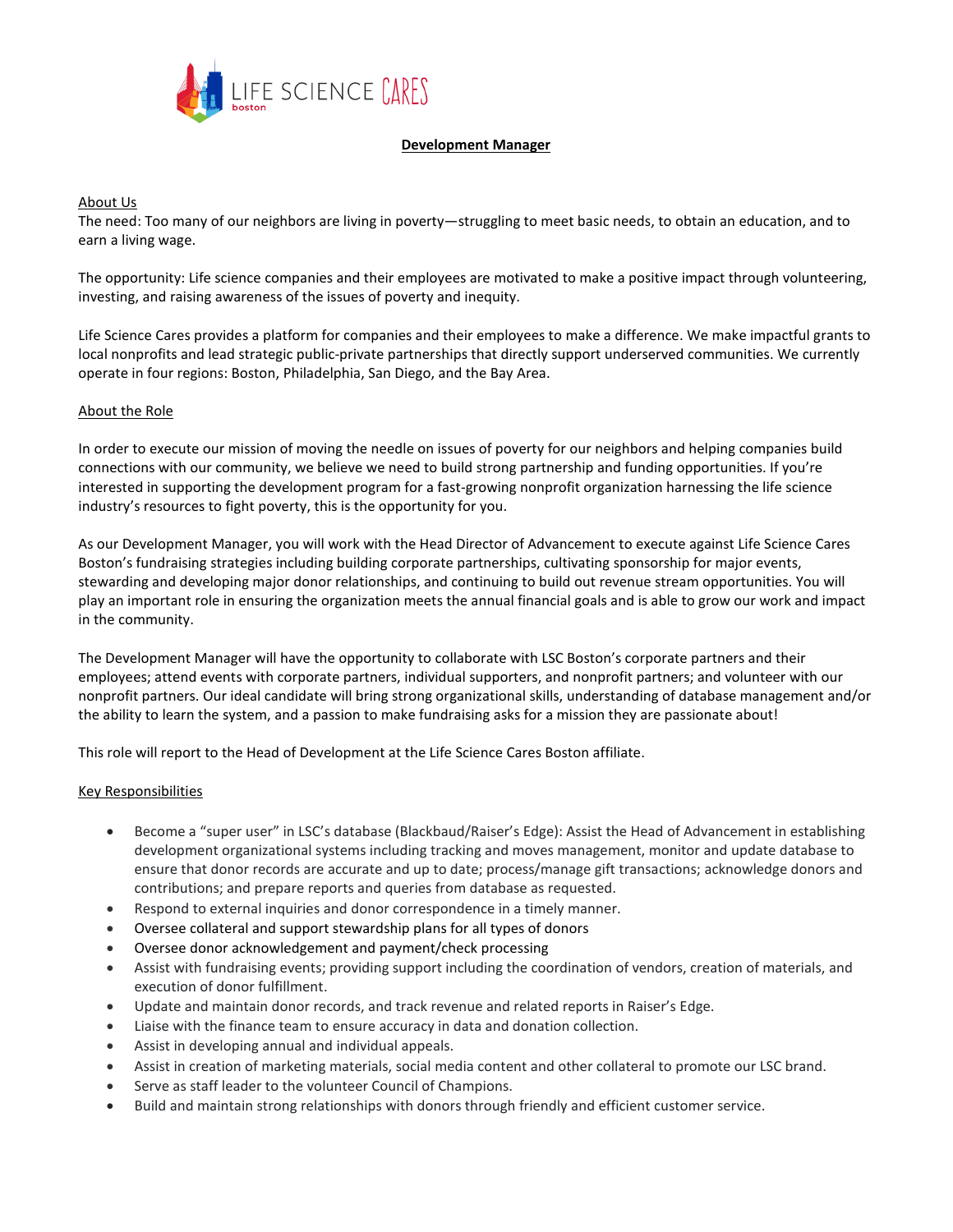LIFE SCIENCE CARES boston

# Development Manager

## About Us

The need: Too many of our neighbors are living in poverty—struggling to meet basic needs, to obtain an education, and to earn a living wage.

The opportunity: Life science companies and their employees are motivated to make a positive impact through volunteering, investing, and raising awareness of the issues of poverty and inequity.

Life Science Cares provides a platform for companies and their employees to make a difference. We make impactful grants to local nonprofits and lead strategic public-private partnerships that directly support underserved communities. We currently operate in four regions: Boston, Philadelphia, San Diego, and the Bay Area.

## About the Role

In order to execute our mission of moving the needle on issues of poverty for our neighbors and helping companies build connections with our community, we believe we need to build strong partnership and funding opportunities. If you're interested in supporting the development program for a fast-growing nonprofit organization harnessing the life science industry's resources to fight poverty, this is the opportunity for you.

As our Development Manager, you will work with the Head Director of Advancement to execute against Life Science Cares Boston's fundraising strategies including building corporate partnerships, cultivating sponsorship for major events, stewarding and developing major donor relationships, and continuing to build out revenue stream opportunities. You will play an important role in ensuring the organization meets the annual financial goals and is able to grow our work and impact in the community.

The Development Manager will have the opportunity to collaborate with LSC Boston's corporate partners and their employees; attend events with corporate partners, individual supporters, and nonprofit partners; and volunteer with our nonprofit partners. Our ideal candidate will bring strong organizational skills, understanding of database management and/or the ability to learn the system, and a passion to make fundraising asks for a mission they are passionate about!

This role will report to the Head of Development at the Life Science Cares Boston affiliate.

## Key Responsibilities

- Become a "super user" in LSC's database (Blackbaud/Raiser's Edge): Assist the Head of Advancement in establishing development organizational systems including tracking and moves management, monitor and update database to ensure that donor records are accurate and up to date; process/manage gift transactions; acknowledge donors and contributions; and prepare reports and queries from database as requested.
- Respond to external inquiries and donor correspondence in a timely manner.
- Oversee collateral and support stewardship plans for all types of donors
- Oversee donor acknowledgement and payment/check processing
- Assist with fundraising events; providing support including the coordination of vendors, creation of materials, and execution of donor fulfillment.
- Update and maintain donor records, and track revenue and related reports in Raiser's Edge.
- Liaise with the finance team to ensure accuracy in data and donation collection.
- Assist in developing annual and individual appeals.
- Assist in creation of marketing materials, social media content and other collateral to promote our LSC brand.
- Serve as staff leader to the volunteer Council of Champions.
- Build and maintain strong relationships with donors through friendly and efficient customer service.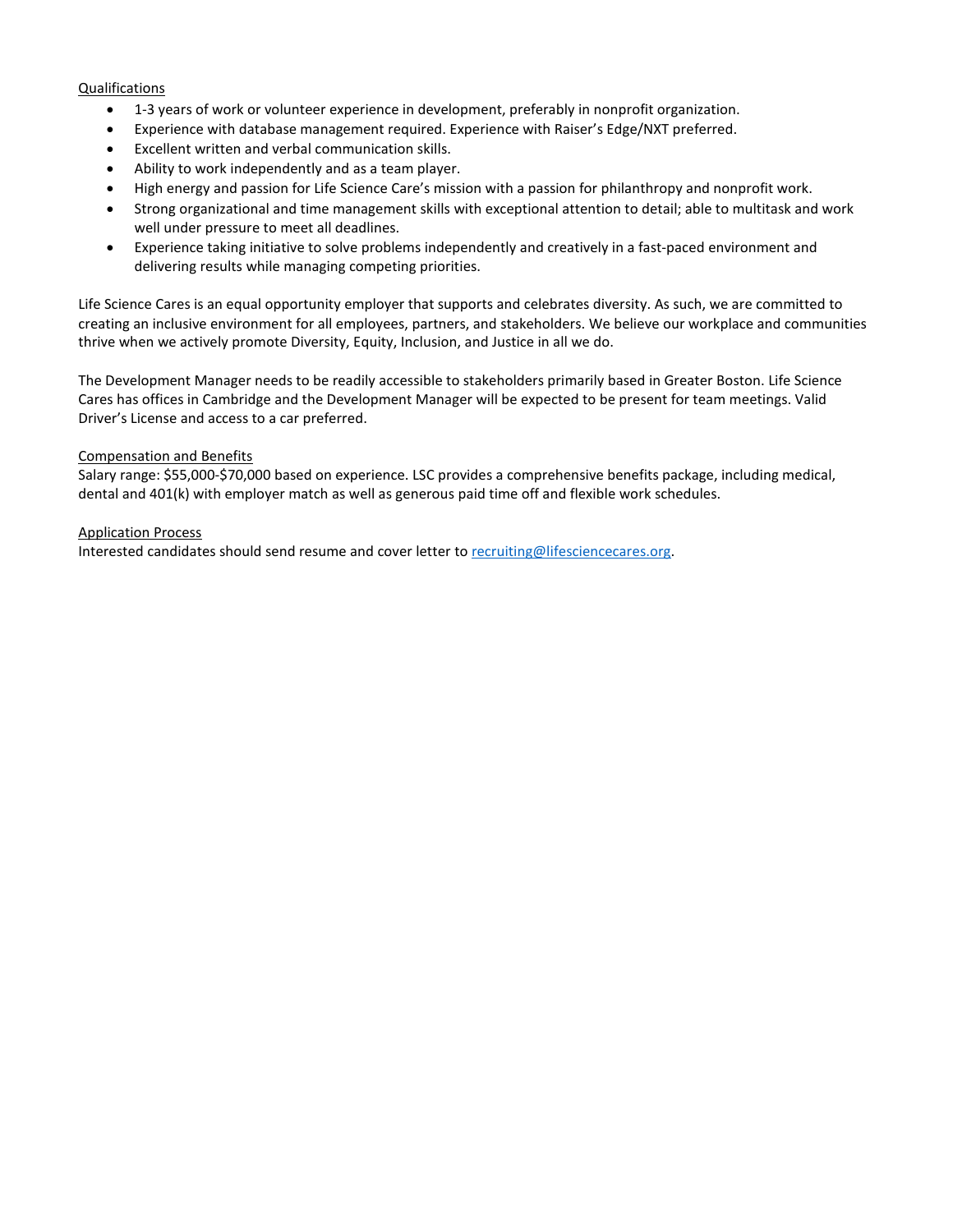Qualifications

- 1-3 years of work or volunteer experience in development, preferably in nonprofit organization.
- Experience with database management required. Experience with Raiser's Edge/NXT preferred.
- Excellent written and verbal communication skills.
- Ability to work independently and as a team player.
- High energy and passion for Life Science Care's mission with a passion for philanthropy and nonprofit work.
- Strong organizational and time management skills with exceptional attention to detail; able to multitask and work well under pressure to meet all deadlines.
- Experience taking initiative to solve problems independently and creatively in a fast-paced environment and delivering results while managing competing priorities.

Life Science Cares is an equal opportunity employer that supports and celebrates diversity. As such, we are committed to creating an inclusive environment for all employees, partners, and stakeholders. We believe our workplace and communities thrive when we actively promote Diversity, Equity, Inclusion, and Justice in all we do.

The Development Manager needs to be readily accessible to stakeholders primarily based in Greater Boston. Life Science Cares has offices in Cambridge and the Development Manager will be expected to be present for team meetings. Valid Driver's License and access to a car preferred.

Compensation and Benefits

Salary range: $55,000-$70,000 based on experience. LSC provides a comprehensive benefits package, including medical, dental and 401(k) with employer match as well as generous paid time off and flexible work schedules.

Application Process

Interested candidates should send resume and cover letter to [recruiting@lifesciencecares.org](mailto:recruiting@lifesciencecares.org).